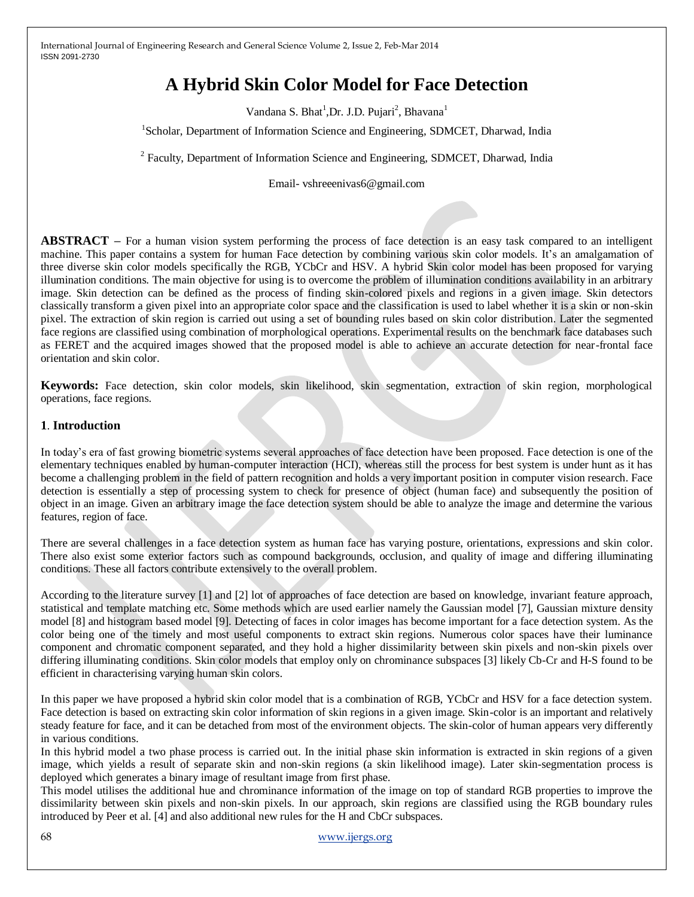# A Hybrid Skin Color Model for Face Detection

Vandana S. Bhat[1],Dr. J.D. Pujari[2], Bhavana[1]

[1]Scholar, Department of Information Science and Engineering, SDMCET, Dharwad, India

[2] Faculty, Department of Information Science and Engineering, SDMCET, Dharwad, India

Email- vshreeenivas6@gmail.com

**ABSTRACT –** For a human vision system performing the process of face detection is an easy task compared to an intelligent machine. This paper contains a system for human Face detection by combining various skin color models. It's an amalgamation of three diverse skin color models specifically the RGB, YCbCr and HSV. A hybrid Skin color model has been proposed for varying illumination conditions. The main objective for using is to overcome the problem of illumination conditions availability in an arbitrary image. Skin detection can be defined as the process of finding skin-colored pixels and regions in a given image. Skin detectors classically transform a given pixel into an appropriate color space and the classification is used to label whether it is a skin or non-skin pixel. The extraction of skin region is carried out using a set of bounding rules based on skin color distribution. Later the segmented face regions are classified using combination of morphological operations. Experimental results on the benchmark face databases such as FERET and the acquired images showed that the proposed model is able to achieve an accurate detection for near-frontal face orientation and skin color.

**Keywords:** Face detection, skin color models, skin likelihood, skin segmentation, extraction of skin region, morphological operations, face regions.

## 1. Introduction

In today's era of fast growing biometric systems several approaches of face detection have been proposed. Face detection is one of the elementary techniques enabled by human-computer interaction (HCI), whereas still the process for best system is under hunt as it has become a challenging problem in the field of pattern recognition and holds a very important position in computer vision research. Face detection is essentially a step of processing system to check for presence of object (human face) and subsequently the position of object in an image. Given an arbitrary image the face detection system should be able to analyze the image and determine the various features, region of face.

There are several challenges in a face detection system as human face has varying posture, orientations, expressions and skin color. There also exist some exterior factors such as compound backgrounds, occlusion, and quality of image and differing illuminating conditions. These all factors contribute extensively to the overall problem.

According to the literature survey [1] and [2] lot of approaches of face detection are based on knowledge, invariant feature approach, statistical and template matching etc. Some methods which are used earlier namely the Gaussian model [7], Gaussian mixture density model [8] and histogram based model [9]. Detecting of faces in color images has become important for a face detection system. As the color being one of the timely and most useful components to extract skin regions. Numerous color spaces have their luminance component and chromatic component separated, and they hold a higher dissimilarity between skin pixels and non-skin pixels over differing illuminating conditions. Skin color models that employ only on chrominance subspaces [3] likely Cb-Cr and H-S found to be efficient in characterising varying human skin colors.

In this paper we have proposed a hybrid skin color model that is a combination of RGB, YCbCr and HSV for a face detection system. Face detection is based on extracting skin color information of skin regions in a given image. Skin-color is an important and relatively steady feature for face, and it can be detached from most of the environment objects. The skin-color of human appears very differently in various conditions.

In this hybrid model a two phase process is carried out. In the initial phase skin information is extracted in skin regions of a given image, which yields a result of separate skin and non-skin regions (a skin likelihood image). Later skin-segmentation process is deployed which generates a binary image of resultant image from first phase.

This model utilises the additional hue and chrominance information of the image on top of standard RGB properties to improve the dissimilarity between skin pixels and non-skin pixels. In our approach, skin regions are classified using the RGB boundary rules introduced by Peer et al. [4] and also additional new rules for the H and CbCr subspaces.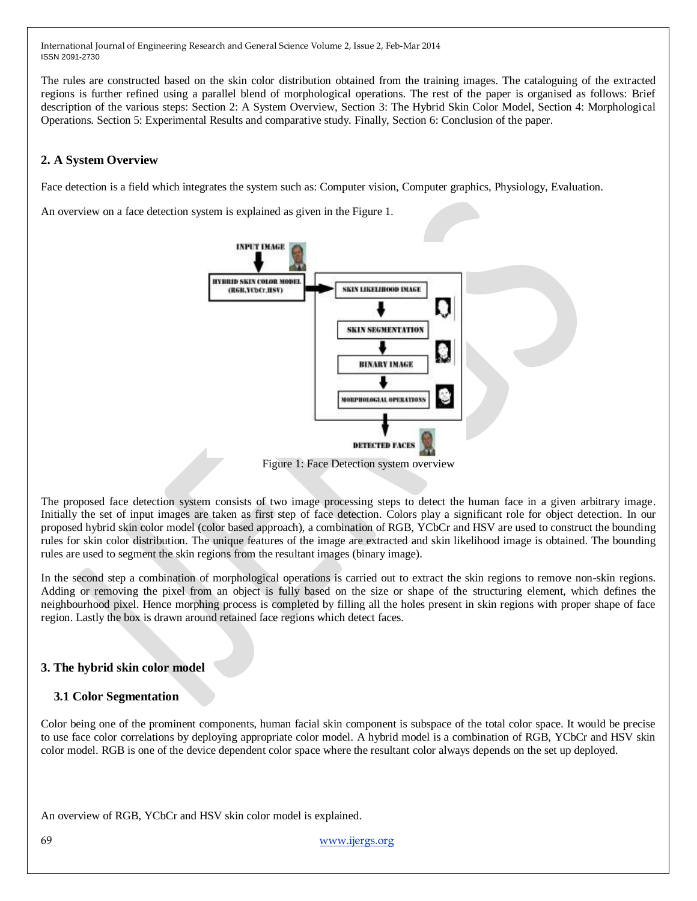The rules are constructed based on the skin color distribution obtained from the training images. The cataloguing of the extracted regions is further refined using a parallel blend of morphological operations. The rest of the paper is organised as follows: Brief description of the various steps: Section 2: A System Overview, Section 3: The Hybrid Skin Color Model, Section 4: Morphological Operations. Section 5: Experimental Results and comparative study. Finally, Section 6: Conclusion of the paper.

## 2. A System Overview

Face detection is a field which integrates the system such as: Computer vision, Computer graphics, Physiology, Evaluation.

An overview on a face detection system is explained as given in the Figure 1.

Figure 1: Face Detection system overview

The proposed face detection system consists of two image processing steps to detect the human face in a given arbitrary image. Initially the set of input images are taken as first step of face detection. Colors play a significant role for object detection. In our proposed hybrid skin color model (color based approach), a combination of RGB, YCbCr and HSV are used to construct the bounding rules for skin color distribution. The unique features of the image are extracted and skin likelihood image is obtained. The bounding rules are used to segment the skin regions from the resultant images (binary image).

In the second step a combination of morphological operations is carried out to extract the skin regions to remove non-skin regions. Adding or removing the pixel from an object is fully based on the size or shape of the structuring element, which defines the neighbourhood pixel. Hence morphing process is completed by filling all the holes present in skin regions with proper shape of face region. Lastly the box is drawn around retained face regions which detect faces.

## 3. The hybrid skin color model

### 3.1 Color Segmentation

Color being one of the prominent components, human facial skin component is subspace of the total color space. It would be precise to use face color correlations by deploying appropriate color model. A hybrid model is a combination of RGB, YCbCr and HSV skin color model. RGB is one of the device dependent color space where the resultant color always depends on the set up deployed.

An overview of RGB, YCbCr and HSV skin color model is explained.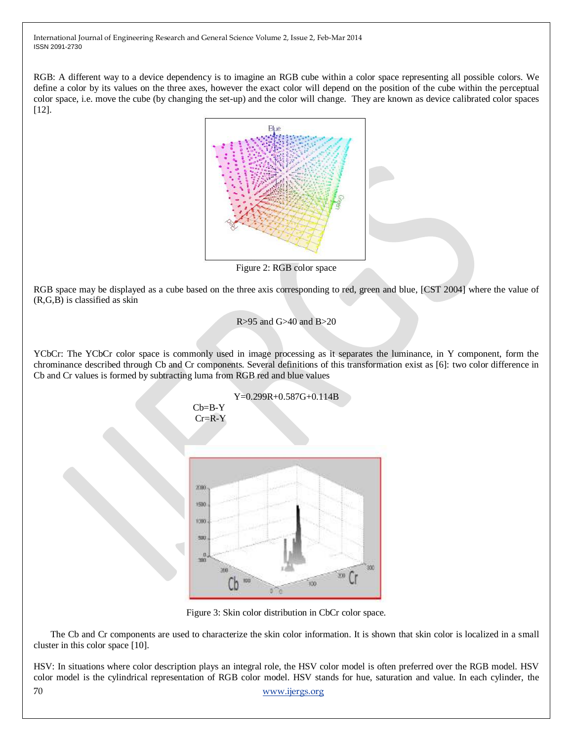RGB: A different way to a device dependency is to imagine an RGB cube within a color space representing all possible colors. We define a color by its values on the three axes, however the exact color will depend on the position of the cube within the perceptual color space, i.e. move the cube (by changing the set-up) and the color will change. They are known as device calibrated color spaces [12].

Figure 2: RGB color space

RGB space may be displayed as a cube based on the three axis corresponding to red, green and blue, [CST 2004] where the value of (R,G,B) is classified as skin

$$R>95 \text{ and } G>40 \text{ and } B>20$$

YCbCr: The YCbCr color space is commonly used in image processing as it separates the luminance, in Y component, form the chrominance described through Cb and Cr components. Several definitions of this transformation exist as [6]: two color difference in Cb and Cr values is formed by subtracting luma from RGB red and blue values

$$Y=0.299R+0.587G+0.114B$$

$$Cb=B-Y$$

$$Cr=R-Y$$

Figure 3: Skin color distribution in CbCr color space.

The Cb and Cr components are used to characterize the skin color information. It is shown that skin color is localized in a small cluster in this color space [10].

HSV: In situations where color description plays an integral role, the HSV color model is often preferred over the RGB model. HSV color model is the cylindrical representation of RGB color model. HSV stands for hue, saturation and value. In each cylinder, the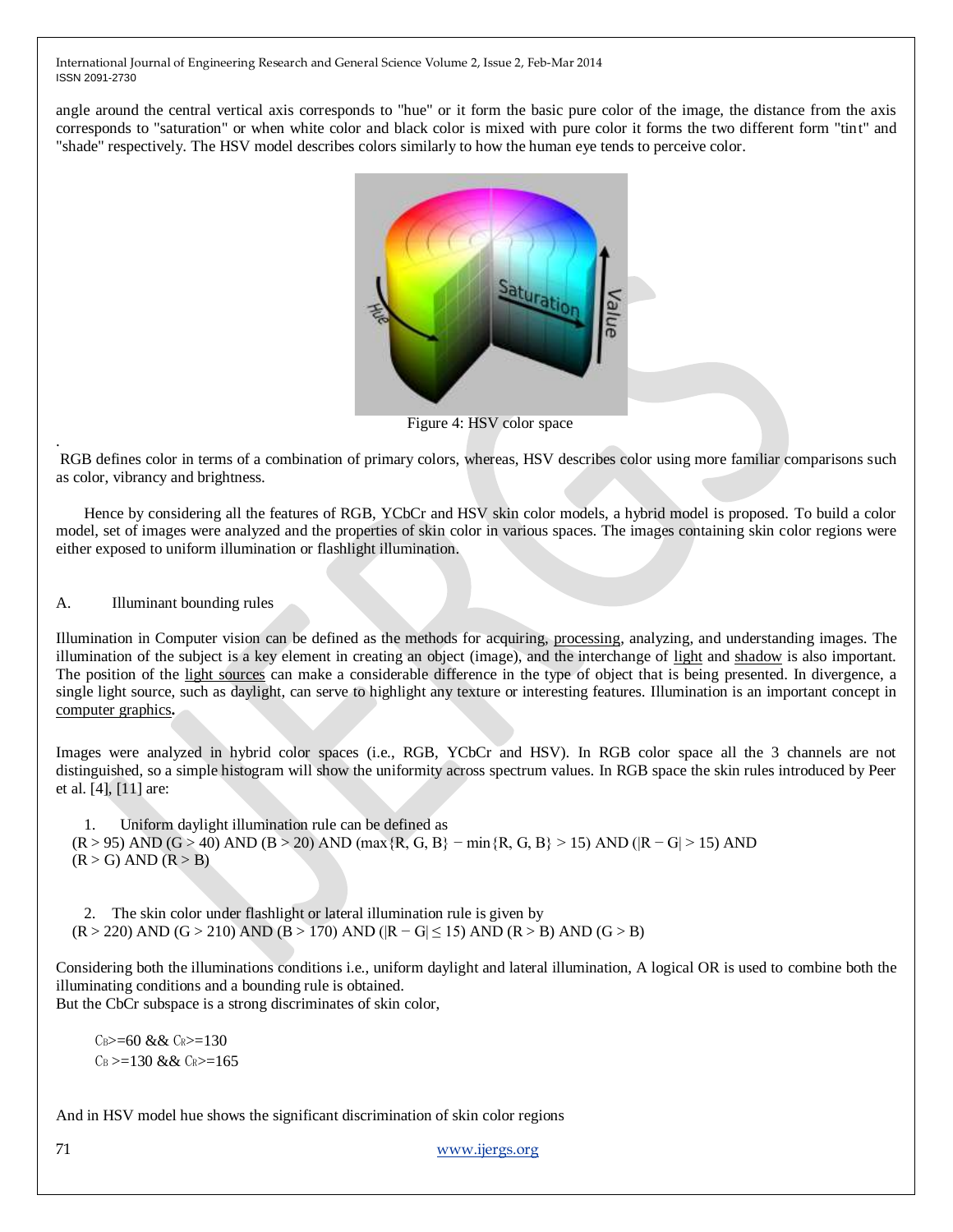angle around the central vertical axis corresponds to "hue" or it form the basic pure color of the image, the distance from the axis corresponds to "saturation" or when white color and black color is mixed with pure color it forms the two different form "tint" and "shade" respectively. The HSV model describes colors similarly to how the human eye tends to perceive color.

Figure 4: HSV color space

.
RGB defines color in terms of a combination of primary colors, whereas, HSV describes color using more familiar comparisons such as color, vibrancy and brightness.

Hence by considering all the features of RGB, YCbCr and HSV skin color models, a hybrid model is proposed. To build a color model, set of images were analyzed and the properties of skin color in various spaces. The images containing skin color regions were either exposed to uniform illumination or flashlight illumination.

A. Illuminant bounding rules

Illumination in Computer vision can be defined as the methods for acquiring, processing, analyzing, and understanding images. The illumination of the subject is a key element in creating an object (image), and the interchange of light and shadow is also important. The position of the light sources can make a considerable difference in the type of object that is being presented. In divergence, a single light source, such as daylight, can serve to highlight any texture or interesting features. Illumination is an important concept in computer graphics**.**

Images were analyzed in hybrid color spaces (i.e., RGB, YCbCr and HSV). In RGB color space all the 3 channels are not distinguished, so a simple histogram will show the uniformity across spectrum values. In RGB space the skin rules introduced by Peer et al. [4], [11] are:

1. Uniform daylight illumination rule can be defined as
$(R > 95)$ AND $(G > 40)$ AND $(B > 20)$ AND $(\max\{R, G, B\} - \min\{R, G, B\} > 15)$ AND $(|R - G| > 15)$ AND $(R > G)$ AND $(R > B)$

2. The skin color under flashlight or lateral illumination rule is given by
$(R > 220)$ AND $(G > 210)$ AND $(B > 170)$ AND $(|R - G| \leq 15)$ AND $(R > B)$ AND $(G > B)$

Considering both the illuminations conditions i.e., uniform daylight and lateral illumination, A logical OR is used to combine both the illuminating conditions and a bounding rule is obtained.
But the CbCr subspace is a strong discriminates of skin color,

$C_B>=60$ && $C_R>=130$
$C_B >=130$ && $C_R>=165$

And in HSV model hue shows the significant discrimination of skin color regions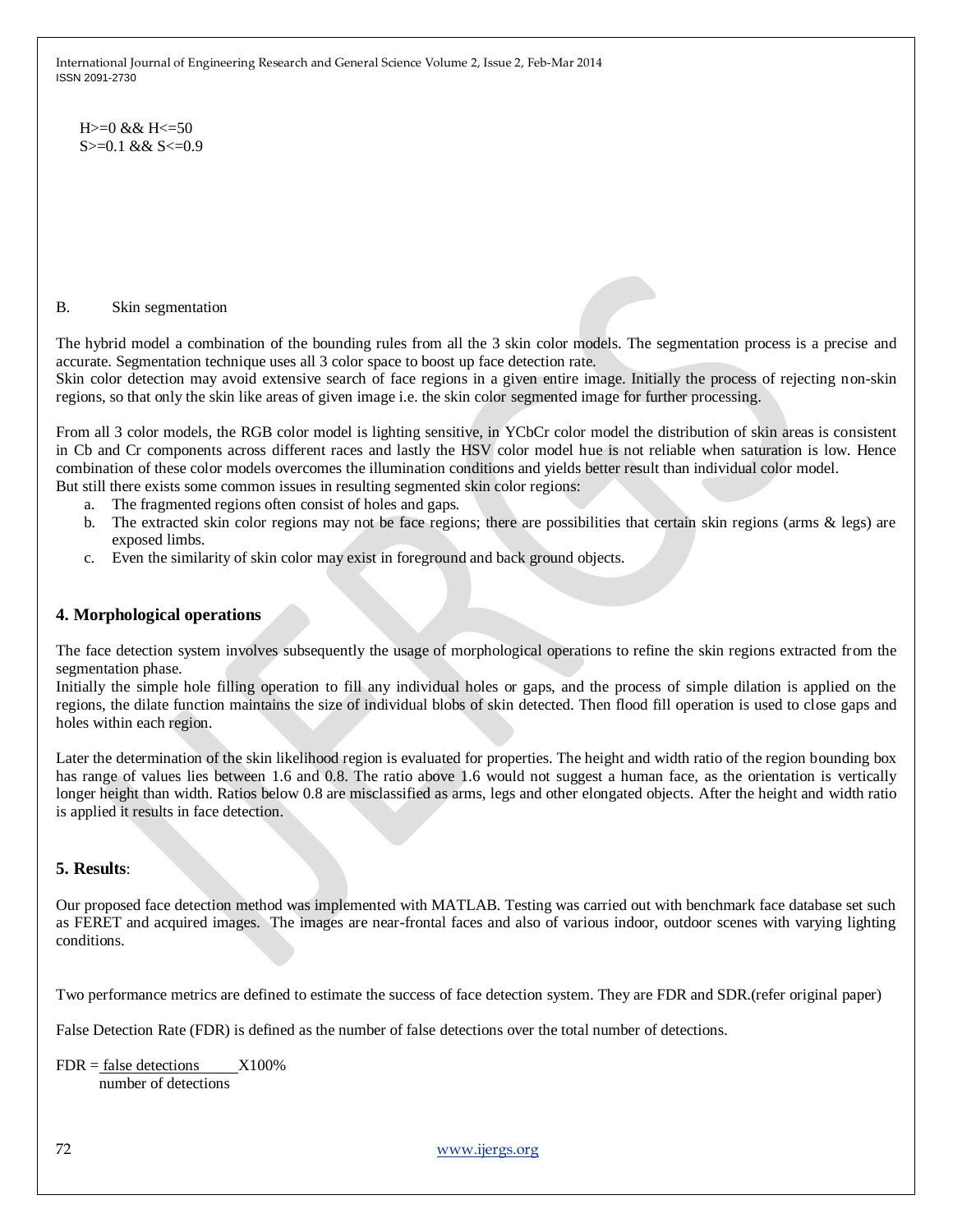H>=0 && H<=50
S>=0.1 && S<=0.9

B. Skin segmentation

The hybrid model a combination of the bounding rules from all the 3 skin color models. The segmentation process is a precise and accurate. Segmentation technique uses all 3 color space to boost up face detection rate.
Skin color detection may avoid extensive search of face regions in a given entire image. Initially the process of rejecting non-skin regions, so that only the skin like areas of given image i.e. the skin color segmented image for further processing.

From all 3 color models, the RGB color model is lighting sensitive, in YCbCr color model the distribution of skin areas is consistent in Cb and Cr components across different races and lastly the HSV color model hue is not reliable when saturation is low. Hence combination of these color models overcomes the illumination conditions and yields better result than individual color model.
But still there exists some common issues in resulting segmented skin color regions:

a. The fragmented regions often consist of holes and gaps.
b. The extracted skin color regions may not be face regions; there are possibilities that certain skin regions (arms & legs) are exposed limbs.
c. Even the similarity of skin color may exist in foreground and back ground objects.

## 4. Morphological operations

The face detection system involves subsequently the usage of morphological operations to refine the skin regions extracted from the segmentation phase.
Initially the simple hole filling operation to fill any individual holes or gaps, and the process of simple dilation is applied on the regions, the dilate function maintains the size of individual blobs of skin detected. Then flood fill operation is used to close gaps and holes within each region.

Later the determination of the skin likelihood region is evaluated for properties. The height and width ratio of the region bounding box has range of values lies between 1.6 and 0.8. The ratio above 1.6 would not suggest a human face, as the orientation is vertically longer height than width. Ratios below 0.8 are misclassified as arms, legs and other elongated objects. After the height and width ratio is applied it results in face detection.

## 5. Results:

Our proposed face detection method was implemented with MATLAB. Testing was carried out with benchmark face database set such as FERET and acquired images. The images are near-frontal faces and also of various indoor, outdoor scenes with varying lighting conditions.

Two performance metrics are defined to estimate the success of face detection system. They are FDR and SDR.(refer original paper)

False Detection Rate (FDR) is defined as the number of false detections over the total number of detections.

$$FDR = \frac{\text{false detections}}{\text{number of detections}} \times 100\%$$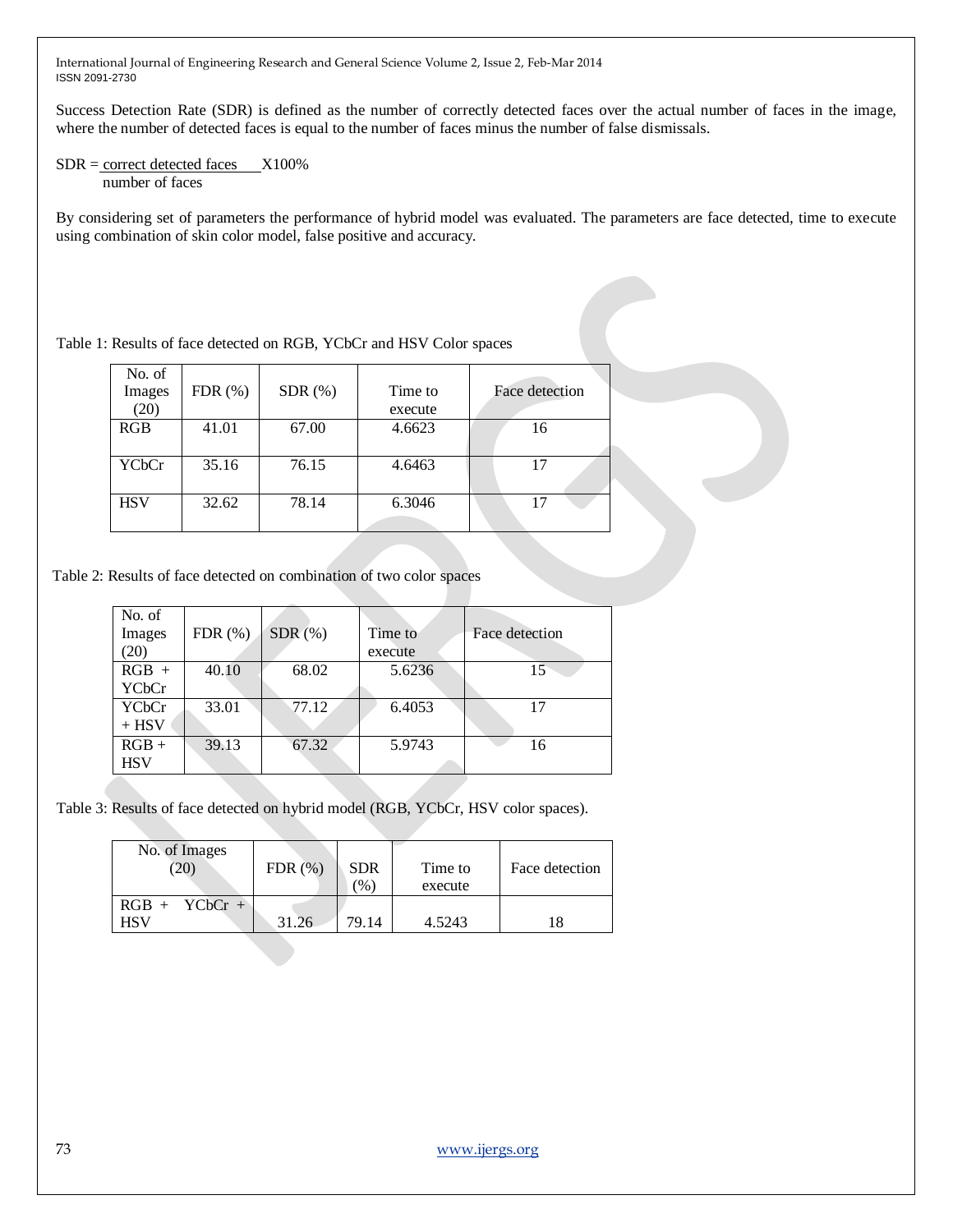Success Detection Rate (SDR) is defined as the number of correctly detected faces over the actual number of faces in the image, where the number of detected faces is equal to the number of faces minus the number of false dismissals.

$$SDR = \frac{\text{correct detected faces}}{\text{number of faces}} X100\%$$

By considering set of parameters the performance of hybrid model was evaluated. The parameters are face detected, time to execute using combination of skin color model, false positive and accuracy.

Table 1: Results of face detected on RGB, YCbCr and HSV Color spaces

| No. of Images (20) | FDR (%) | SDR (%) | Time to execute | Face detection |
|---|---|---|---|---|
| RGB | 41.01 | 67.00 | 4.6623 | 16 |
| YCbCr | 35.16 | 76.15 | 4.6463 | 17 |
| HSV | 32.62 | 78.14 | 6.3046 | 17 |

Table 2: Results of face detected on combination of two color spaces

| No. of Images (20) | FDR (%) | SDR (%) | Time to execute | Face detection |
|---|---|---|---|---|
| RGB + YCbCr | 40.10 | 68.02 | 5.6236 | 15 |
| YCbCr + HSV | 33.01 | 77.12 | 6.4053 | 17 |
| RGB + HSV | 39.13 | 67.32 | 5.9743 | 16 |

Table 3: Results of face detected on hybrid model (RGB, YCbCr, HSV color spaces).

| No. of Images (20) | FDR (%) | SDR (%) | Time to execute | Face detection |
|---|---|---|---|---|
| RGB + YCbCr + HSV | 31.26 | 79.14 | 4.5243 | 18 |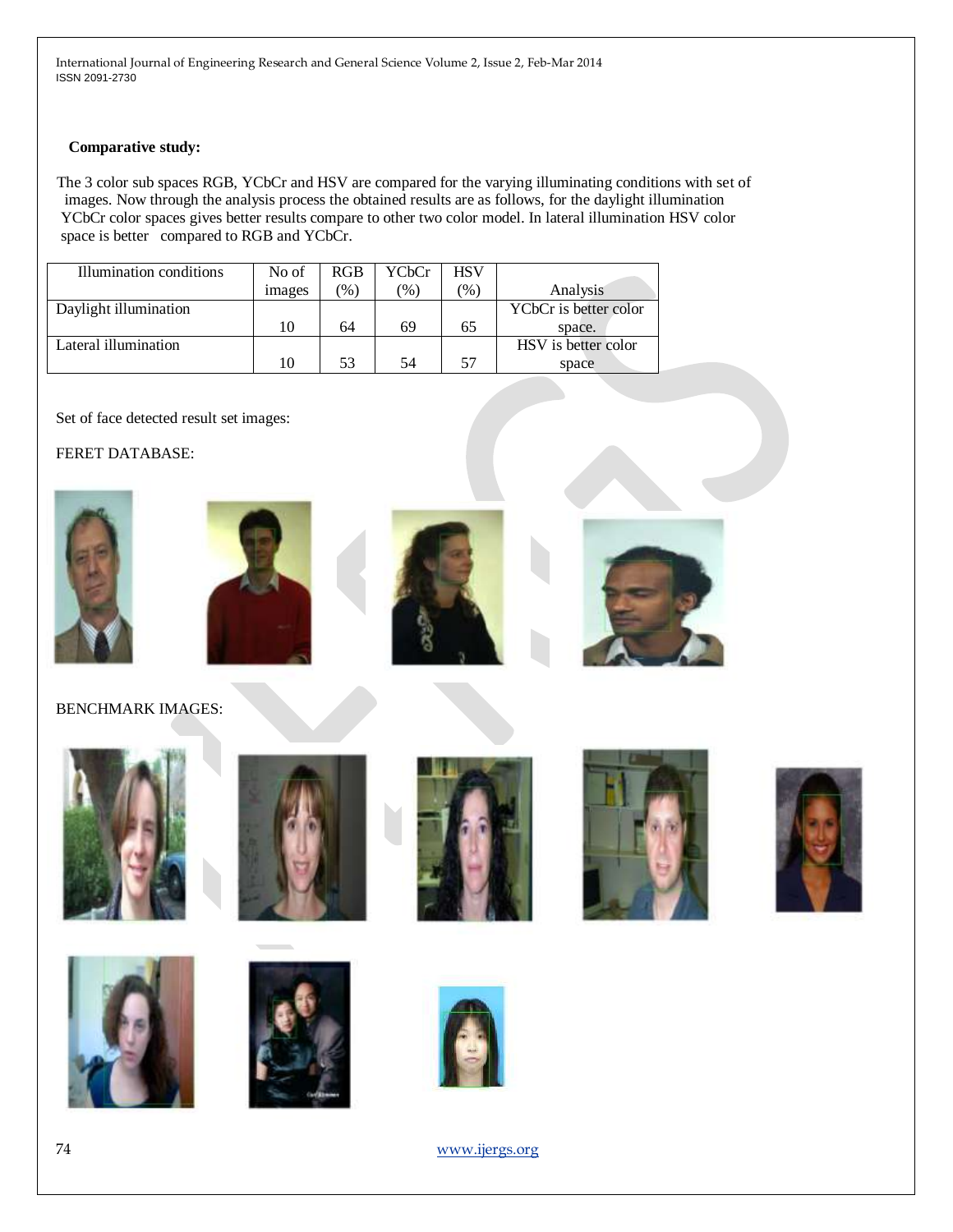**Comparative study:**

The 3 color sub spaces RGB, YCbCr and HSV are compared for the varying illuminating conditions with set of images. Now through the analysis process the obtained results are as follows, for the daylight illumination YCbCr color spaces gives better results compare to other two color model. In lateral illumination HSV color space is better compared to RGB and YCbCr.

| Illumination conditions | No of images | RGB (%) | YCbCr (%) | HSV (%) | Analysis |
|---|---|---|---|---|---|
| Daylight illumination | 10 | 64 | 69 | 65 | YCbCr is better color space. |
| Lateral illumination | 10 | 53 | 54 | 57 | HSV is better color space |

Set of face detected result set images:

FERET DATABASE:

BENCHMARK IMAGES: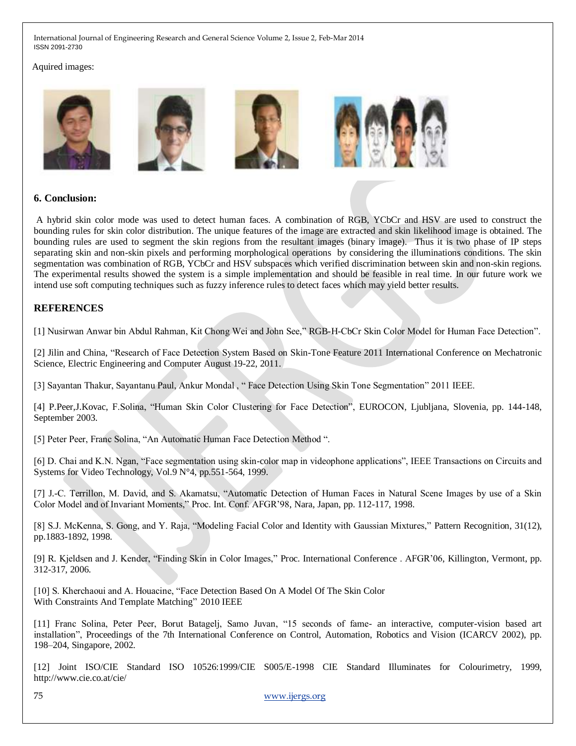Aquired images:

## 6. Conclusion:

A hybrid skin color mode was used to detect human faces. A combination of RGB, YCbCr and HSV are used to construct the bounding rules for skin color distribution. The unique features of the image are extracted and skin likelihood image is obtained. The bounding rules are used to segment the skin regions from the resultant images (binary image). Thus it is two phase of IP steps separating skin and non-skin pixels and performing morphological operations by considering the illuminations conditions. The skin segmentation was combination of RGB, YCbCr and HSV subspaces which verified discrimination between skin and non-skin regions. The experimental results showed the system is a simple implementation and should be feasible in real time. In our future work we intend use soft computing techniques such as fuzzy inference rules to detect faces which may yield better results.

## REFERENCES

[1] Nusirwan Anwar bin Abdul Rahman, Kit Chong Wei and John See," RGB-H-CbCr Skin Color Model for Human Face Detection".

[2] Jilin and China, "Research of Face Detection System Based on Skin-Tone Feature 2011 International Conference on Mechatronic Science, Electric Engineering and Computer August 19-22, 2011.

[3] Sayantan Thakur, Sayantanu Paul, Ankur Mondal , " Face Detection Using Skin Tone Segmentation" 2011 IEEE.

[4] P.Peer,J.Kovac, F.Solina, "Human Skin Color Clustering for Face Detection", EUROCON, Ljubljana, Slovenia, pp. 144-148, September 2003.

[5] Peter Peer, Franc Solina, "An Automatic Human Face Detection Method ".

[6] D. Chai and K.N. Ngan, "Face segmentation using skin-color map in videophone applications", IEEE Transactions on Circuits and Systems for Video Technology, Vol.9 N°4, pp.551-564, 1999.

[7] J.-C. Terrillon, M. David, and S. Akamatsu, "Automatic Detection of Human Faces in Natural Scene Images by use of a Skin Color Model and of Invariant Moments," Proc. Int. Conf. AFGR'98, Nara, Japan, pp. 112-117, 1998.

[8] S.J. McKenna, S. Gong, and Y. Raja, "Modeling Facial Color and Identity with Gaussian Mixtures," Pattern Recognition, 31(12), pp.1883-1892, 1998.

[9] R. Kjeldsen and J. Kender, "Finding Skin in Color Images," Proc. International Conference . AFGR'06, Killington, Vermont, pp. 312-317, 2006.

[10] S. Kherchaoui and A. Houacine, "Face Detection Based On A Model Of The Skin Color With Constraints And Template Matching" 2010 IEEE

[11] Franc Solina, Peter Peer, Borut Batagelj, Samo Juvan, "15 seconds of fame- an interactive, computer-vision based art installation", Proceedings of the 7th International Conference on Control, Automation, Robotics and Vision (ICARCV 2002), pp. 198–204, Singapore, 2002.

[12] Joint ISO/CIE Standard ISO 10526:1999/CIE S005/E-1998 CIE Standard Illuminates for Colourimetry, 1999, http://www.cie.co.at/cie/